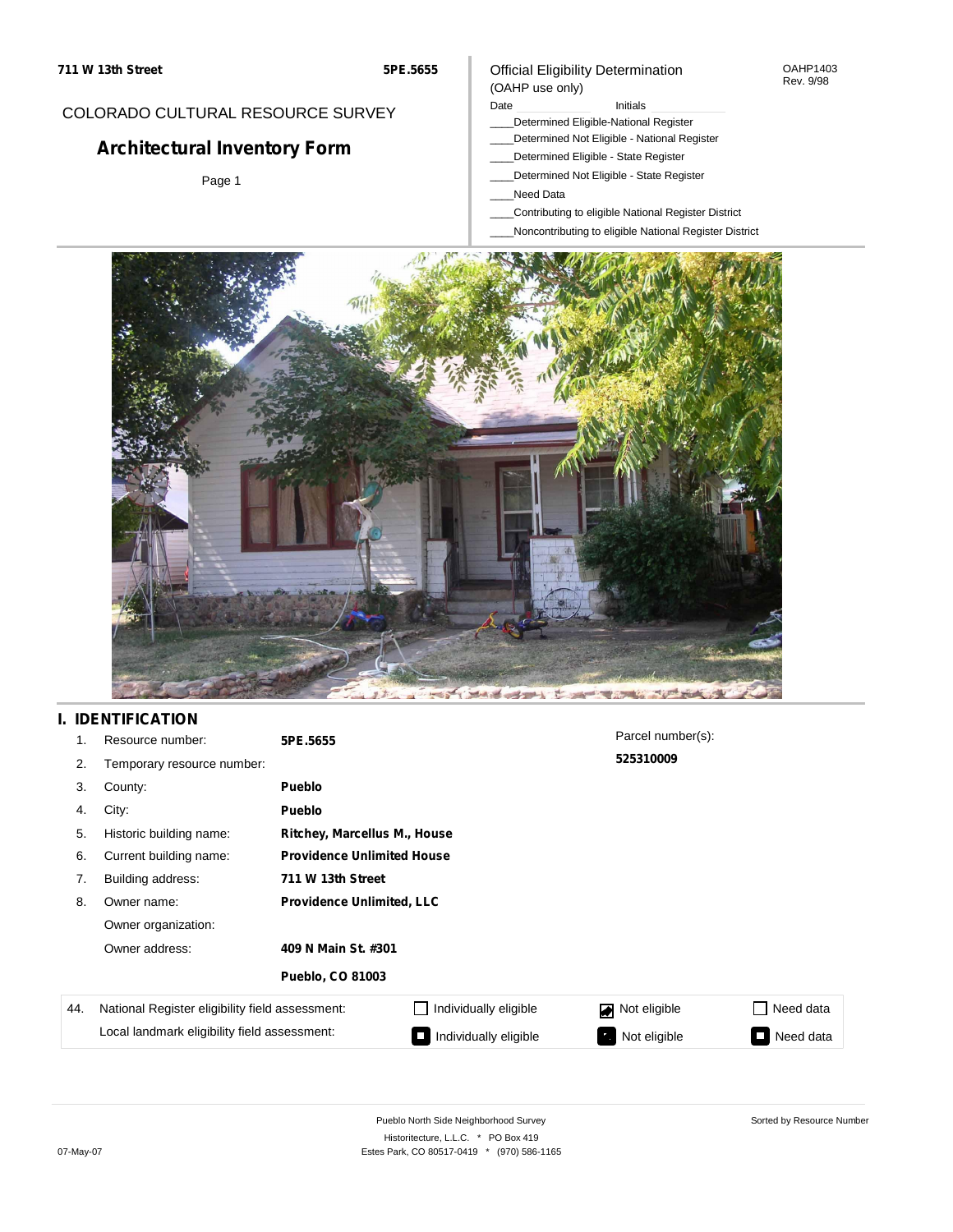711 W 13th Street

5PE.5655

COLORADO CULTURAL RESOURCE SURVEY

# Architectural Inventory Form

Official Eligibility Determination
(OAHP use only)

OAHP1403
Rev. 9/98

Date ______ Initials ______

____Determined Eligible-National Register
____Determined Not Eligible - National Register
____Determined Eligible - State Register
____Determined Not Eligible - State Register
____Need Data
____Contributing to eligible National Register District
____Noncontributing to eligible National Register District

## I. IDENTIFICATION

1. Resource number: **5PE.5655**
2. Temporary resource number:
3. County: **Pueblo**
4. City: **Pueblo**
5. Historic building name: **Ritchey, Marcellus M., House**
6. Current building name: **Providence Unlimited House**
7. Building address: **711 W 13th Street**
8. Owner name: **Providence Unlimited, LLC**

   Owner organization:

   Owner address: **409 N Main St. #301**

   **Pueblo, CO 81003**

Parcel number(s): **525310009**

| 44. | National Register eligibility field assessment: | ☐ Individually eligible | ☑ Not eligible | ☐ Need data |
|---|---|---|---|---|
| | Local landmark eligibility field assessment: | ☐ Individually eligible | ☐ Not eligible | ☐ Need data |

Pueblo North Side Neighborhood Survey
Historitecture, L.L.C. * PO Box 419
Estes Park, CO 80517-0419 * (970) 586-1165

Sorted by Resource Number

07-May-07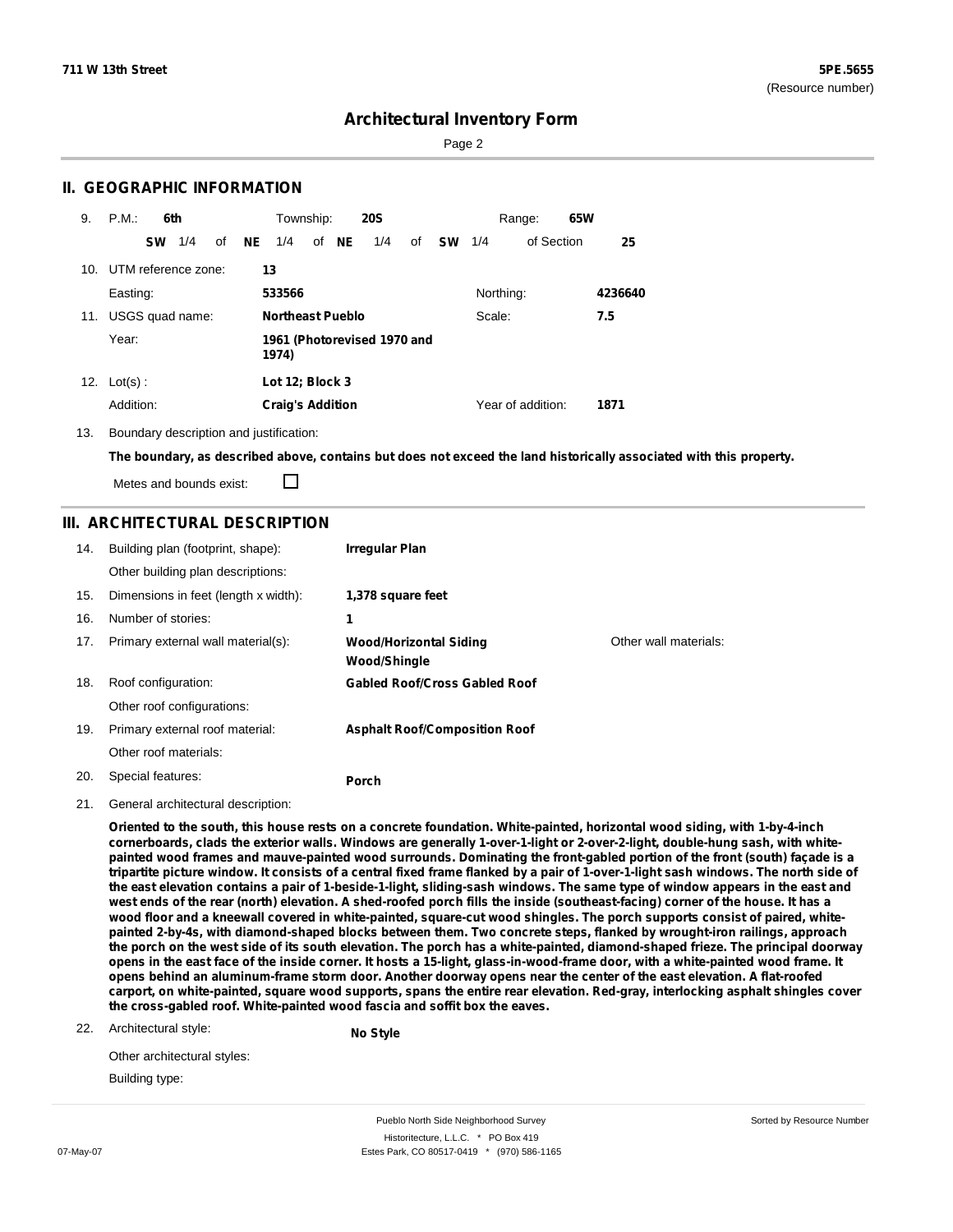**711 W 13th Street** **5PE.5655**
(Resource number)

# Architectural Inventory Form

## II. GEOGRAPHIC INFORMATION

9. P.M.: **6th** Township: **20S** Range: **65W**
   **SW** 1/4 of **NE** 1/4 of **NE** 1/4 of **SW** 1/4 of Section **25**

10. UTM reference zone: **13**
    Easting: **533566** Northing: **4236640**

11. USGS quad name: **Northeast Pueblo** Scale: **7.5**
    Year: **1961 (Photorevised 1970 and 1974)**

12. Lot(s): **Lot 12; Block 3**
    Addition: **Craig's Addition** Year of addition: **1871**

13. Boundary description and justification:
    **The boundary, as described above, contains but does not exceed the land historically associated with this property.**
    Metes and bounds exist: ☐

## III. ARCHITECTURAL DESCRIPTION

14. Building plan (footprint, shape): **Irregular Plan**
    Other building plan descriptions:
15. Dimensions in feet (length x width): **1,378 square feet**
16. Number of stories: **1**
17. Primary external wall material(s): **Wood/Horizontal Siding**, **Wood/Shingle**
    Other wall materials:
18. Roof configuration: **Gabled Roof/Cross Gabled Roof**
    Other roof configurations:
19. Primary external roof material: **Asphalt Roof/Composition Roof**
    Other roof materials:
20. Special features: **Porch**
21. General architectural description:

**Oriented to the south, this house rests on a concrete foundation. White-painted, horizontal wood siding, with 1-by-4-inch cornerboards, clads the exterior walls. Windows are generally 1-over-1-light or 2-over-2-light, double-hung sash, with white-painted wood frames and mauve-painted wood surrounds. Dominating the front-gabled portion of the front (south) façade is a tripartite picture window. It consists of a central fixed frame flanked by a pair of 1-over-1-light sash windows. The north side of the east elevation contains a pair of 1-beside-1-light, sliding-sash windows. The same type of window appears in the east and west ends of the rear (north) elevation. A shed-roofed porch fills the inside (southeast-facing) corner of the house. It has a wood floor and a kneewall covered in white-painted, square-cut wood shingles. The porch supports consist of paired, white-painted 2-by-4s, with diamond-shaped blocks between them. Two concrete steps, flanked by wrought-iron railings, approach the porch on the west side of its south elevation. The porch has a white-painted, diamond-shaped frieze. The principal doorway opens in the east face of the inside corner. It hosts a 15-light, glass-in-wood-frame door, with a white-painted wood frame. It opens behind an aluminum-frame storm door. Another doorway opens near the center of the east elevation. A flat-roofed carport, on white-painted, square wood supports, spans the entire rear elevation. Red-gray, interlocking asphalt shingles cover the cross-gabled roof. White-painted wood fascia and soffit box the eaves.**

22. Architectural style: **No Style**
    Other architectural styles:
    Building type: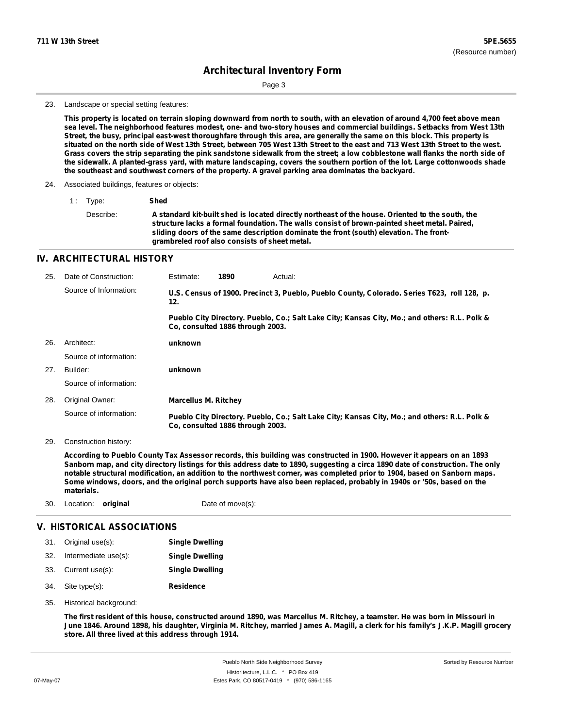23. Landscape or special setting features:

**This property is located on terrain sloping downward from north to south, with an elevation of around 4,700 feet above mean sea level. The neighborhood features modest, one- and two-story houses and commercial buildings. Setbacks from West 13th Street, the busy, principal east-west thoroughfare through this area, are generally the same on this block. This property is situated on the north side of West 13th Street, between 705 West 13th Street to the east and 713 West 13th Street to the west. Grass covers the strip separating the pink sandstone sidewalk from the street; a low cobblestone wall flanks the north side of the sidewalk. A planted-grass yard, with mature landscaping, covers the southern portion of the lot. Large cottonwoods shade the southeast and southwest corners of the property. A gravel parking area dominates the backyard.**

24. Associated buildings, features or objects:

1 : Type: **Shed**

Describe: **A standard kit-built shed is located directly northeast of the house. Oriented to the south, the structure lacks a formal foundation. The walls consist of brown-painted sheet metal. Paired, sliding doors of the same description dominate the front (south) elevation. The front-grambreled roof also consists of sheet metal.**

## IV. ARCHITECTURAL HISTORY

25. Date of Construction: Estimate: **1890** Actual:

Source of Information: **U.S. Census of 1900. Precinct 3, Pueblo, Pueblo County, Colorado. Series T623, roll 128, p. 12.**

**Pueblo City Directory. Pueblo, Co.; Salt Lake City; Kansas City, Mo.; and others: R.L. Polk & Co, consulted 1886 through 2003.**

26. Architect: **unknown**

Source of information:

27. Builder: **unknown**

Source of information:

28. Original Owner: **Marcellus M. Ritchey**

Source of information: **Pueblo City Directory. Pueblo, Co.; Salt Lake City; Kansas City, Mo.; and others: R.L. Polk & Co, consulted 1886 through 2003.**

29. Construction history:

**According to Pueblo County Tax Assessor records, this building was constructed in 1900. However it appears on an 1893 Sanborn map, and city directory listings for this address date to 1890, suggesting a circa 1890 date of construction. The only notable structural modification, an addition to the northwest corner, was completed prior to 1904, based on Sanborn maps. Some windows, doors, and the original porch supports have also been replaced, probably in 1940s or '50s, based on the materials.**

30. Location: **original** Date of move(s):

## V. HISTORICAL ASSOCIATIONS

31. Original use(s): **Single Dwelling**

32. Intermediate use(s): **Single Dwelling**

33. Current use(s): **Single Dwelling**

34. Site type(s): **Residence**

35. Historical background:

**The first resident of this house, constructed around 1890, was Marcellus M. Ritchey, a teamster. He was born in Missouri in June 1846. Around 1898, his daughter, Virginia M. Ritchey, married James A. Magill, a clerk for his family's J.K.P. Magill grocery store. All three lived at this address through 1914.**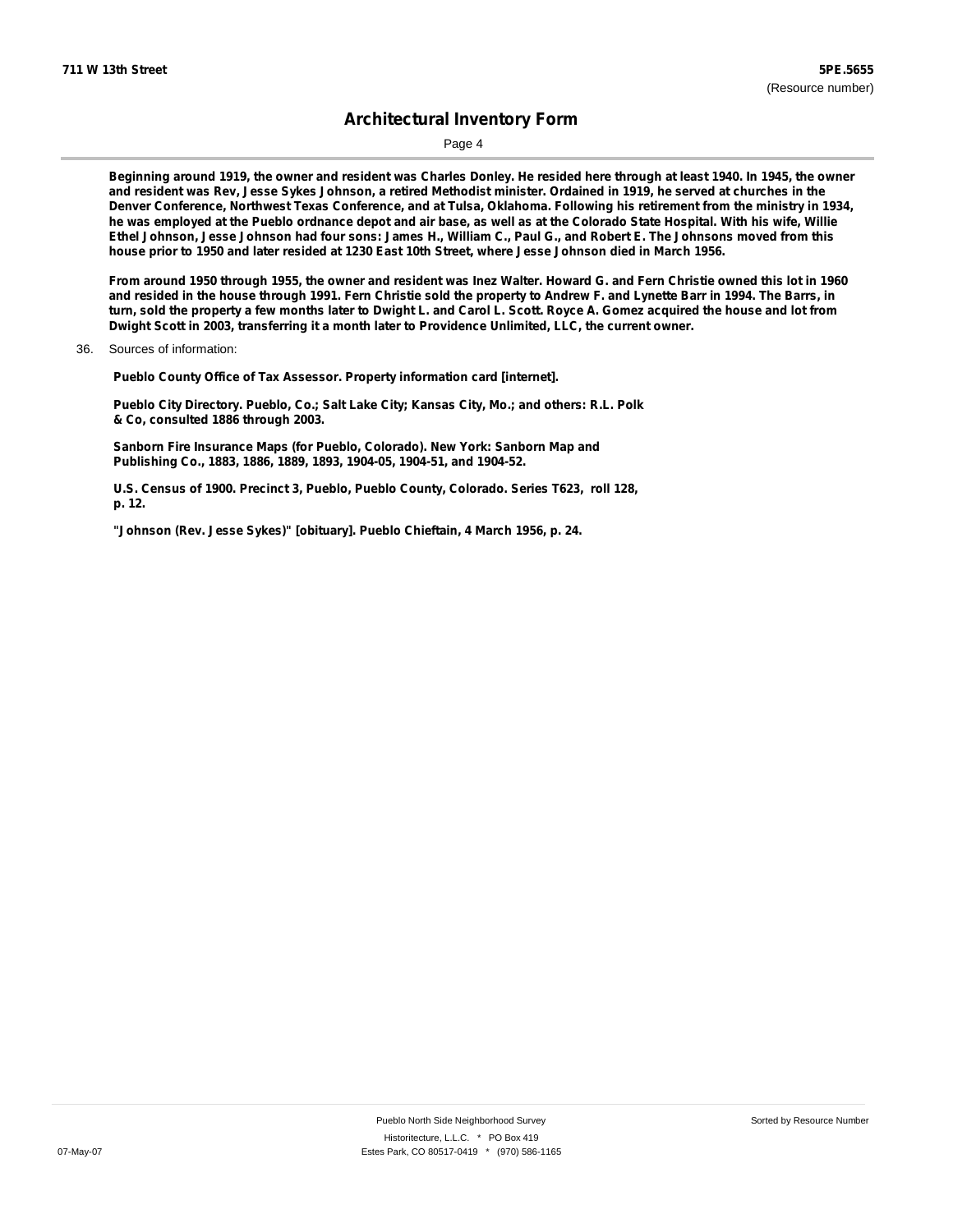Beginning around 1919, the owner and resident was Charles Donley. He resided here through at least 1940. In 1945, the owner and resident was Rev, Jesse Sykes Johnson, a retired Methodist minister. Ordained in 1919, he served at churches in the Denver Conference, Northwest Texas Conference, and at Tulsa, Oklahoma. Following his retirement from the ministry in 1934, he was employed at the Pueblo ordnance depot and air base, as well as at the Colorado State Hospital. With his wife, Willie Ethel Johnson, Jesse Johnson had four sons: James H., William C., Paul G., and Robert E. The Johnsons moved from this house prior to 1950 and later resided at 1230 East 10th Street, where Jesse Johnson died in March 1956.

From around 1950 through 1955, the owner and resident was Inez Walter. Howard G. and Fern Christie owned this lot in 1960 and resided in the house through 1991. Fern Christie sold the property to Andrew F. and Lynette Barr in 1994. The Barrs, in turn, sold the property a few months later to Dwight L. and Carol L. Scott. Royce A. Gomez acquired the house and lot from Dwight Scott in 2003, transferring it a month later to Providence Unlimited, LLC, the current owner.

36. Sources of information:

Pueblo County Office of Tax Assessor. Property information card [internet].

Pueblo City Directory. Pueblo, Co.; Salt Lake City; Kansas City, Mo.; and others: R.L. Polk & Co, consulted 1886 through 2003.

Sanborn Fire Insurance Maps (for Pueblo, Colorado). New York: Sanborn Map and Publishing Co., 1883, 1886, 1889, 1893, 1904-05, 1904-51, and 1904-52.

U.S. Census of 1900. Precinct 3, Pueblo, Pueblo County, Colorado. Series T623, roll 128, p. 12.

"Johnson (Rev. Jesse Sykes)" [obituary]. Pueblo Chieftain, 4 March 1956, p. 24.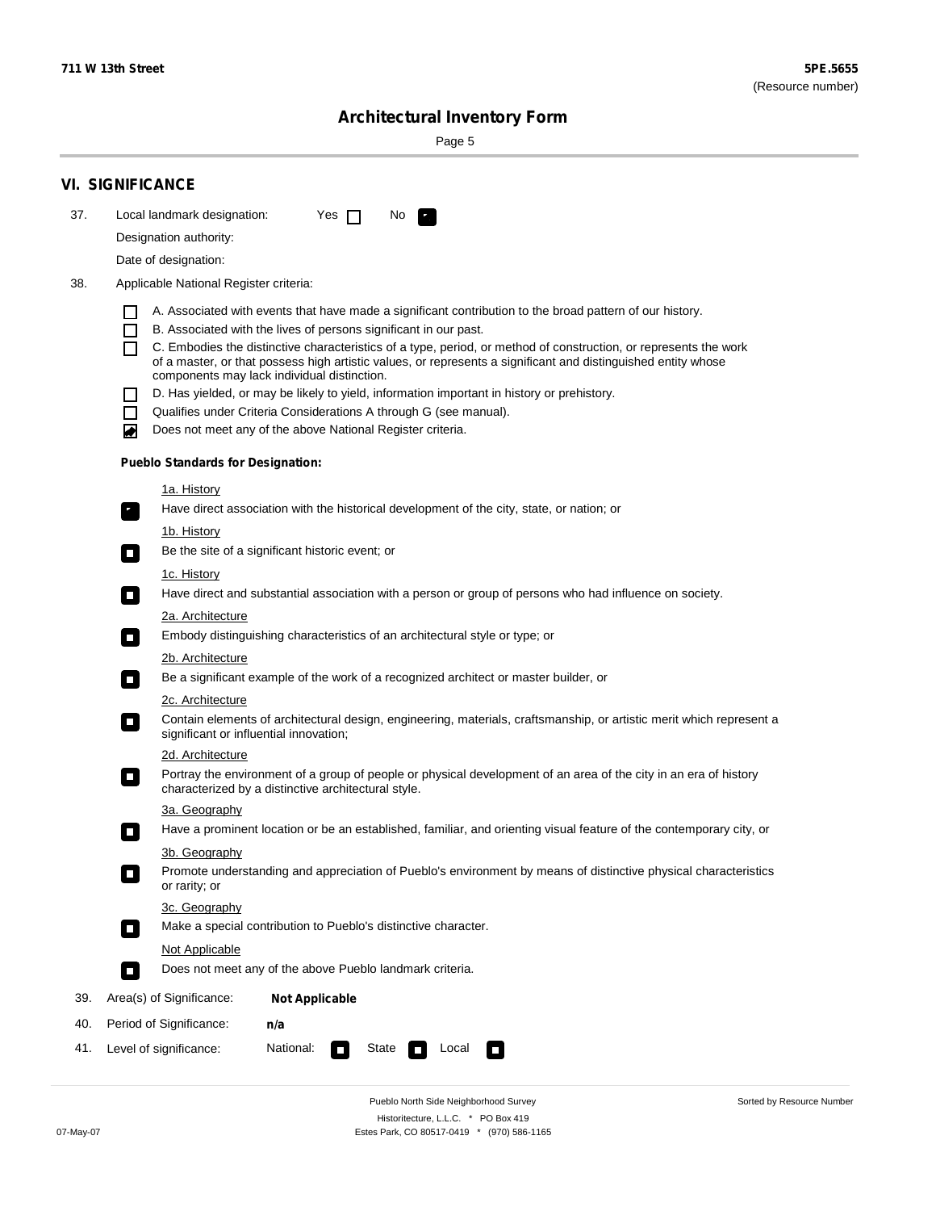## VI. SIGNIFICANCE

37. Local landmark designation: Yes ☐ No ☑

Designation authority:

Date of designation:

38. Applicable National Register criteria:

- ☐ A. Associated with events that have made a significant contribution to the broad pattern of our history.
- ☐ B. Associated with the lives of persons significant in our past.
- ☐ C. Embodies the distinctive characteristics of a type, period, or method of construction, or represents the work of a master, or that possess high artistic values, or represents a significant and distinguished entity whose components may lack individual distinction.
- ☐ D. Has yielded, or may be likely to yield, information important in history or prehistory.
- ☐ Qualifies under Criteria Considerations A through G (see manual).
- ☑ Does not meet any of the above National Register criteria.

**Pueblo Standards for Designation:**

1a. History
- ☑ Have direct association with the historical development of the city, state, or nation; or

1b. History
- ☐ Be the site of a significant historic event; or

1c. History
- ☐ Have direct and substantial association with a person or group of persons who had influence on society.

2a. Architecture
- ☐ Embody distinguishing characteristics of an architectural style or type; or

2b. Architecture
- ☐ Be a significant example of the work of a recognized architect or master builder, or

2c. Architecture
- ☐ Contain elements of architectural design, engineering, materials, craftsmanship, or artistic merit which represent a significant or influential innovation;

2d. Architecture
- ☐ Portray the environment of a group of people or physical development of an area of the city in an era of history characterized by a distinctive architectural style.

3a. Geography
- ☐ Have a prominent location or be an established, familiar, and orienting visual feature of the contemporary city, or

3b. Geography
- ☐ Promote understanding and appreciation of Pueblo's environment by means of distinctive physical characteristics or rarity; or

3c. Geography
- ☐ Make a special contribution to Pueblo's distinctive character.

Not Applicable
- ☐ Does not meet any of the above Pueblo landmark criteria.

39. Area(s) of Significance: **Not Applicable**

40. Period of Significance: **n/a**

41. Level of significance: National: ☐ State ☐ Local ☐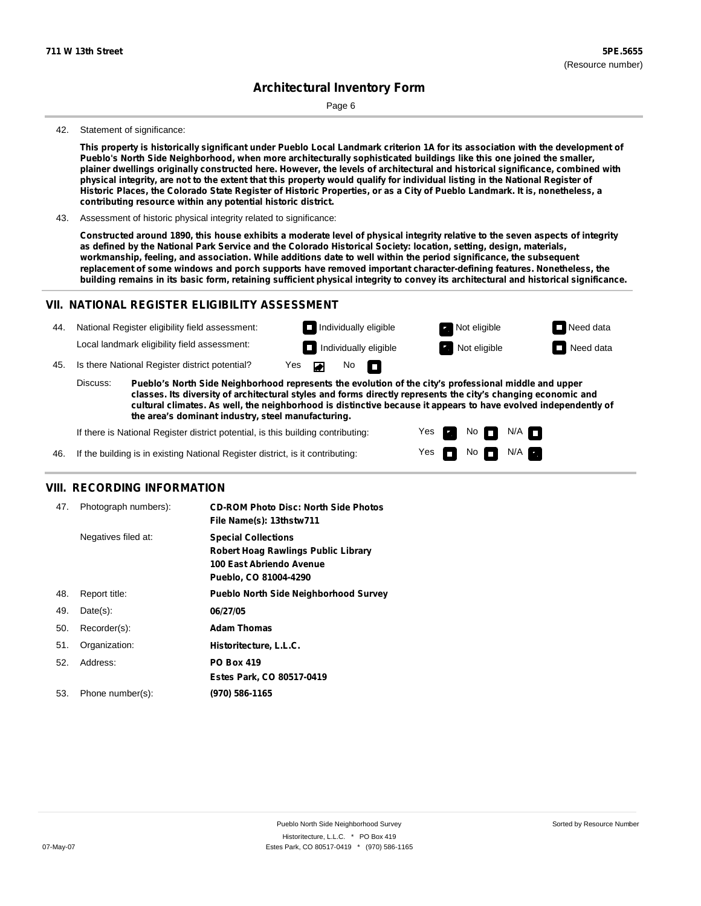## Architectural Inventory Form

42. Statement of significance:

**This property is historically significant under Pueblo Local Landmark criterion 1A for its association with the development of Pueblo's North Side Neighborhood, when more architecturally sophisticated buildings like this one joined the smaller, plainer dwellings originally constructed here. However, the levels of architectural and historical significance, combined with physical integrity, are not to the extent that this property would qualify for individual listing in the National Register of Historic Places, the Colorado State Register of Historic Properties, or as a City of Pueblo Landmark. It is, nonetheless, a contributing resource within any potential historic district.**

43. Assessment of historic physical integrity related to significance:

**Constructed around 1890, this house exhibits a moderate level of physical integrity relative to the seven aspects of integrity as defined by the National Park Service and the Colorado Historical Society: location, setting, design, materials, workmanship, feeling, and association. While additions date to well within the period significance, the subsequent replacement of some windows and porch supports have removed important character-defining features. Nonetheless, the building remains in its basic form, retaining sufficient physical integrity to convey its architectural and historical significance.**

## VII. NATIONAL REGISTER ELIGIBILITY ASSESSMENT

44. National Register eligibility field assessment: Individually eligible / **[X] Not eligible** / Need data

Local landmark eligibility field assessment: Individually eligible / **[X] Not eligible** / Need data

45. Is there National Register district potential? **[X] Yes** / No

Discuss: **Pueblo's North Side Neighborhood represents the evolution of the city's professional middle and upper classes. Its diversity of architectural styles and forms directly represents the city's changing economic and cultural climates. As well, the neighborhood is distinctive because it appears to have evolved independently of the area's dominant industry, steel manufacturing.**

If there is National Register district potential, is this building contributing: **[X] Yes** / No / N/A

46. If the building is in existing National Register district, is it contributing: Yes / No / **[X] N/A**

## VIII. RECORDING INFORMATION

| | | |
|---|---|---|
| 47. | Photograph numbers): | **CD-ROM Photo Disc: North Side Photos**<br>**File Name(s): 13thstw711** |
| | Negatives filed at: | **Special Collections**<br>**Robert Hoag Rawlings Public Library**<br>**100 East Abriendo Avenue**<br>**Pueblo, CO 81004-4290** |
| 48. | Report title: | **Pueblo North Side Neighborhood Survey** |
| 49. | Date(s): | **06/27/05** |
| 50. | Recorder(s): | **Adam Thomas** |
| 51. | Organization: | **Historitecture, L.L.C.** |
| 52. | Address: | **PO Box 419**<br>**Estes Park, CO 80517-0419** |
| 53. | Phone number(s): | **(970) 586-1165** |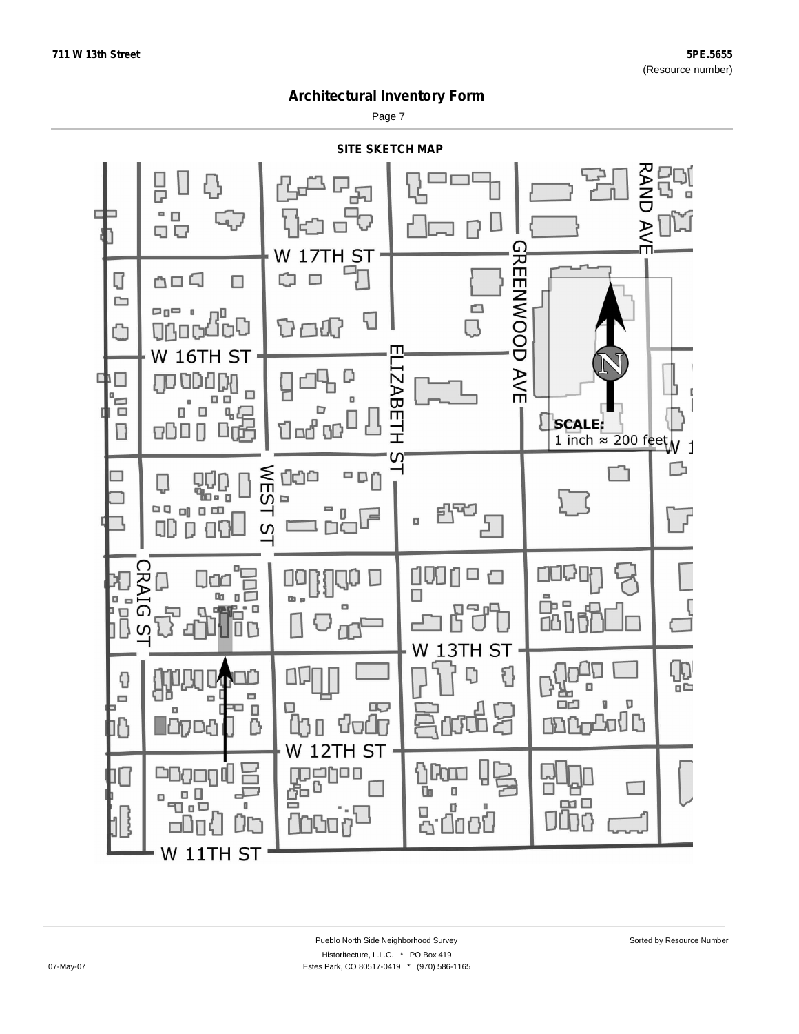## Architectural Inventory Form

### SITE SKETCH MAP

W 17TH ST

W 16TH ST

W 13TH ST

W 12TH ST

W 11TH ST

GREENWOOD AVE

ELIZABETH ST

WEST ST

CRAIG ST

RAND AVE

SCALE:
1 inch ≈ 200 feet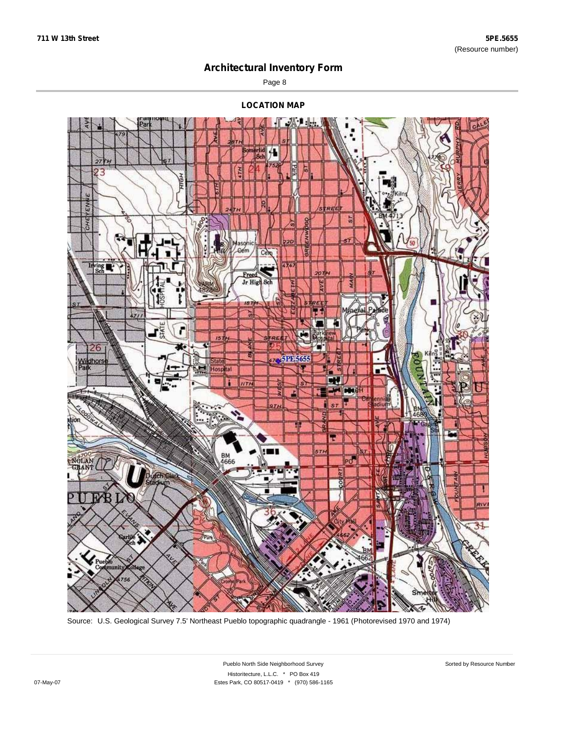## Architectural Inventory Form

### LOCATION MAP

Source: U.S. Geological Survey 7.5' Northeast Pueblo topographic quadrangle - 1961 (Photorevised 1970 and 1974)